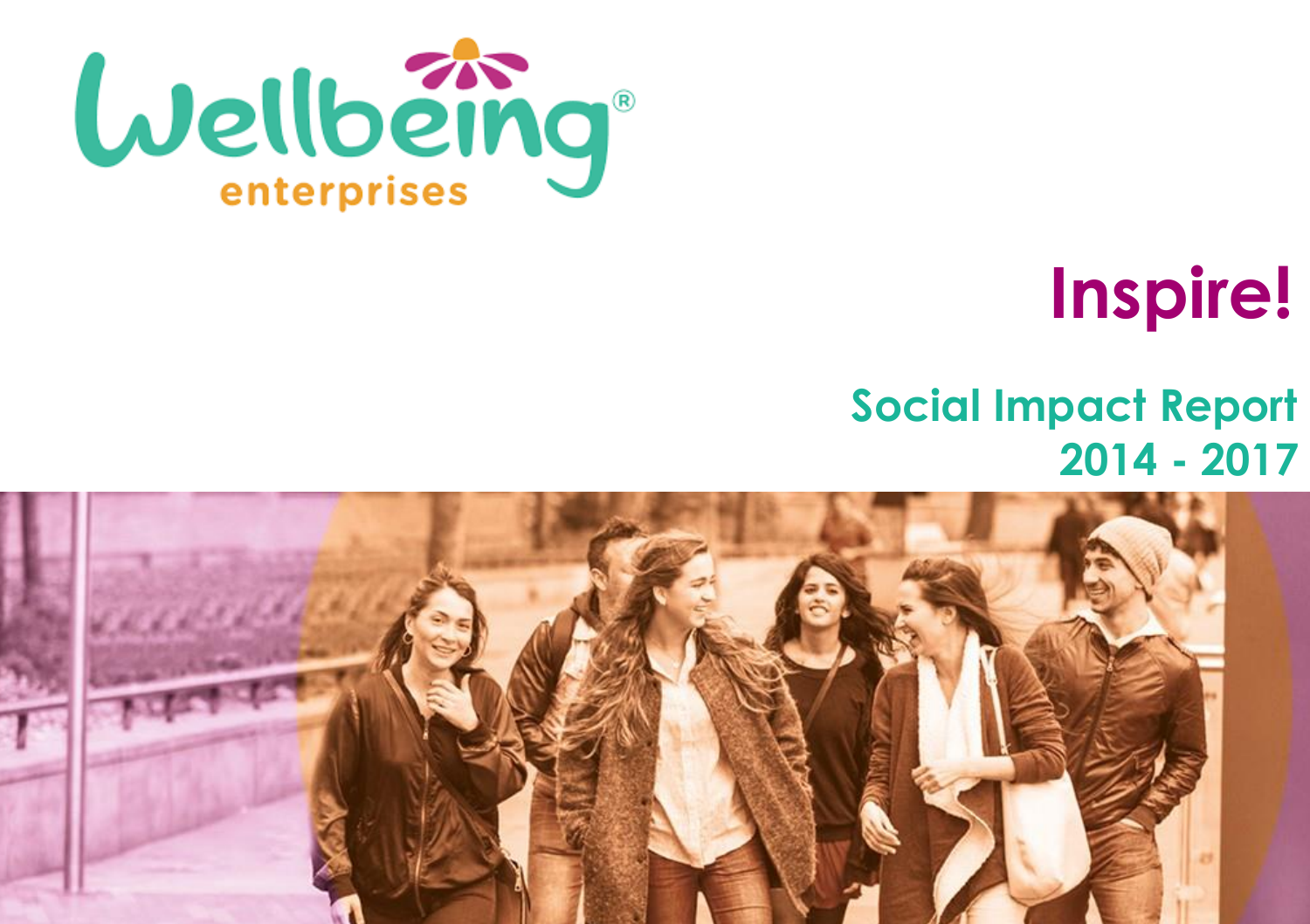Wellbeing® enterprises

# Inspire!

## Social Impact Report 2014 - 2017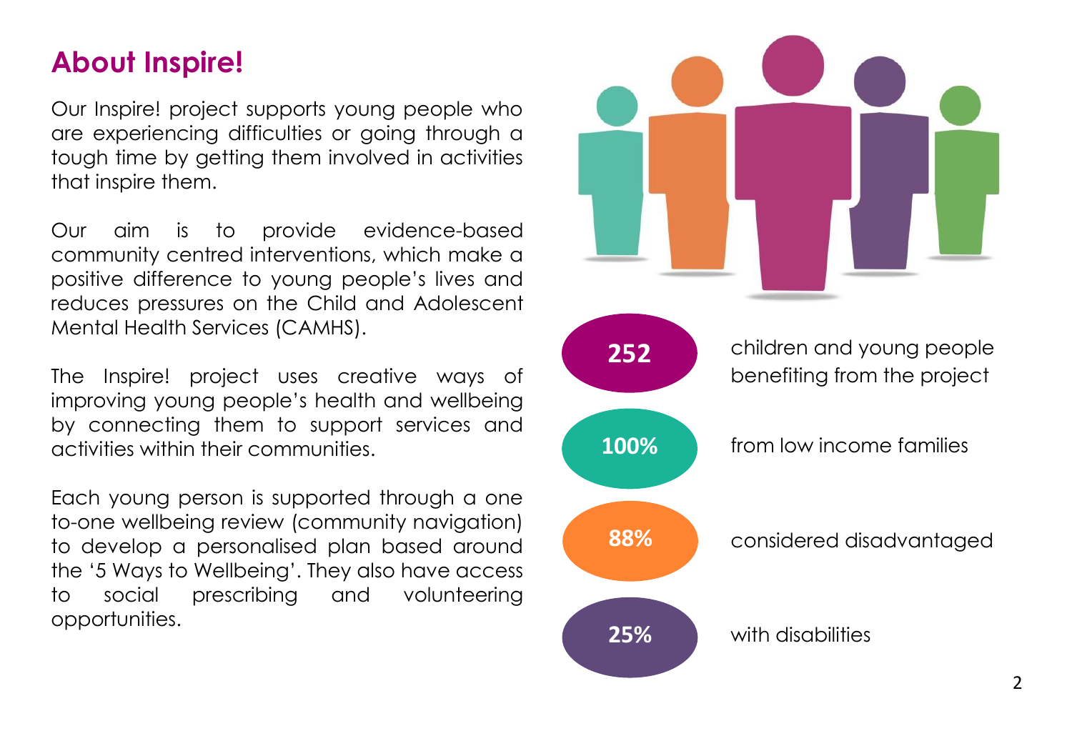## About Inspire!

Our Inspire! project supports young people who are experiencing difficulties or going through a tough time by getting them involved in activities that inspire them.

Our aim is to provide evidence-based community centred interventions, which make a positive difference to young people's lives and reduces pressures on the Child and Adolescent Mental Health Services (CAMHS).

The Inspire! project uses creative ways of improving young people's health and wellbeing by connecting them to support services and activities within their communities.

Each young person is supported through a one to-one wellbeing review (community navigation) to develop a personalised plan based around the '5 Ways to Wellbeing'. They also have access to social prescribing and volunteering opportunities.

**252** children and young people benefiting from the project

**100%** from low income families

**88%** considered disadvantaged

**25%** with disabilities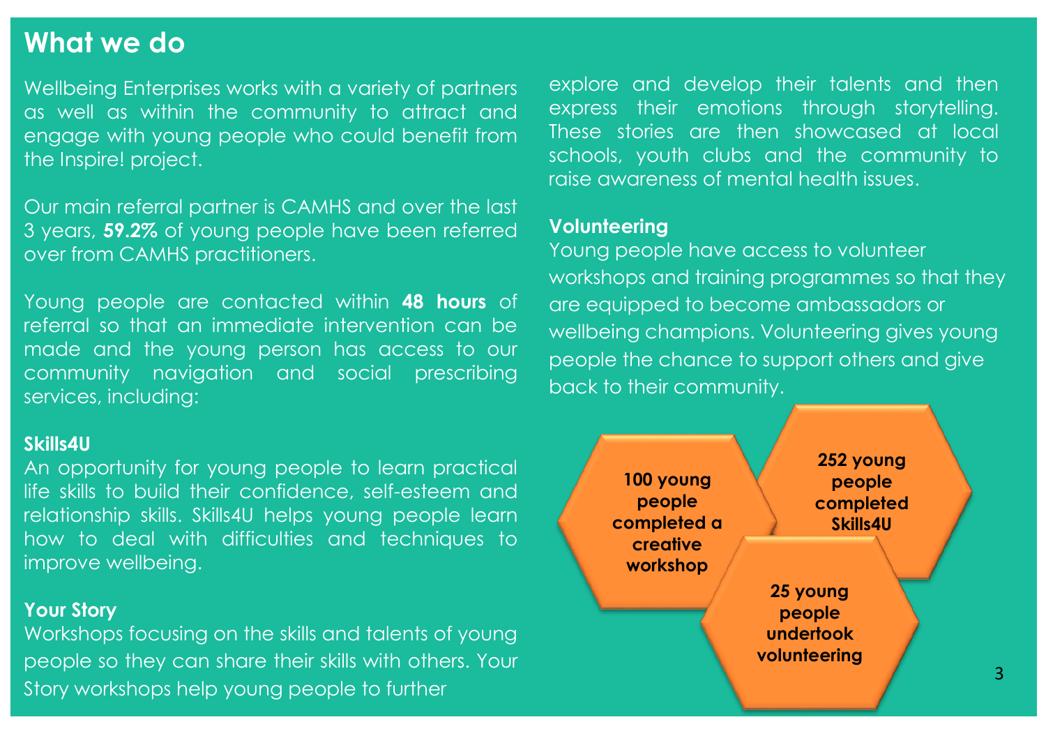## What we do

Wellbeing Enterprises works with a variety of partners as well as within the community to attract and engage with young people who could benefit from the Inspire! project.

Our main referral partner is CAMHS and over the last 3 years, **59.2%** of young people have been referred over from CAMHS practitioners.

Young people are contacted within **48 hours** of referral so that an immediate intervention can be made and the young person has access to our community navigation and social prescribing services, including:

**Skills4U**
An opportunity for young people to learn practical life skills to build their confidence, self-esteem and relationship skills. Skills4U helps young people learn how to deal with difficulties and techniques to improve wellbeing.

**Your Story**
Workshops focusing on the skills and talents of young people so they can share their skills with others. Your Story workshops help young people to further explore and develop their talents and then express their emotions through storytelling. These stories are then showcased at local schools, youth clubs and the community to raise awareness of mental health issues.

**Volunteering**
Young people have access to volunteer workshops and training programmes so that they are equipped to become ambassadors or wellbeing champions. Volunteering gives young people the chance to support others and give back to their community.

**100 young people completed a creative workshop**

**252 young people completed Skills4U**

**25 young people undertook volunteering**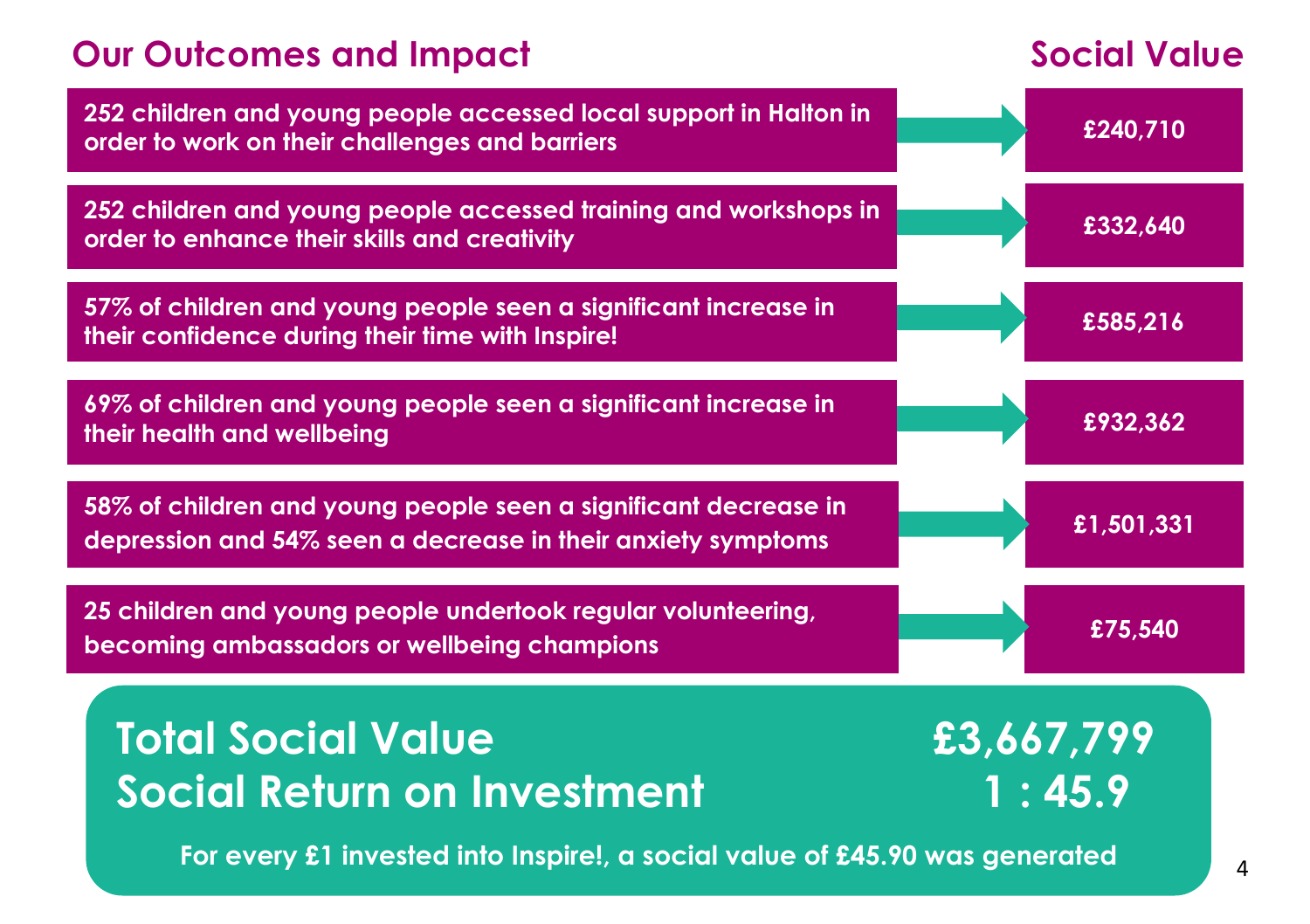| Our Outcomes and Impact | Social Value |
| --- | --- |
| 252 children and young people accessed local support in Halton in order to work on their challenges and barriers | £240,710 |
| 252 children and young people accessed training and workshops in order to enhance their skills and creativity | £332,640 |
| 57% of children and young people seen a significant increase in their confidence during their time with Inspire! | £585,216 |
| 69% of children and young people seen a significant increase in their health and wellbeing | £932,362 |
| 58% of children and young people seen a significant decrease in depression and 54% seen a decrease in their anxiety symptoms | £1,501,331 |
| 25 children and young people undertook regular volunteering, becoming ambassadors or wellbeing champions | £75,540 |

## Total Social Value £3,667,799

## Social Return on Investment 1 : 45.9

**For every £1 invested into Inspire!, a social value of £45.90 was generated**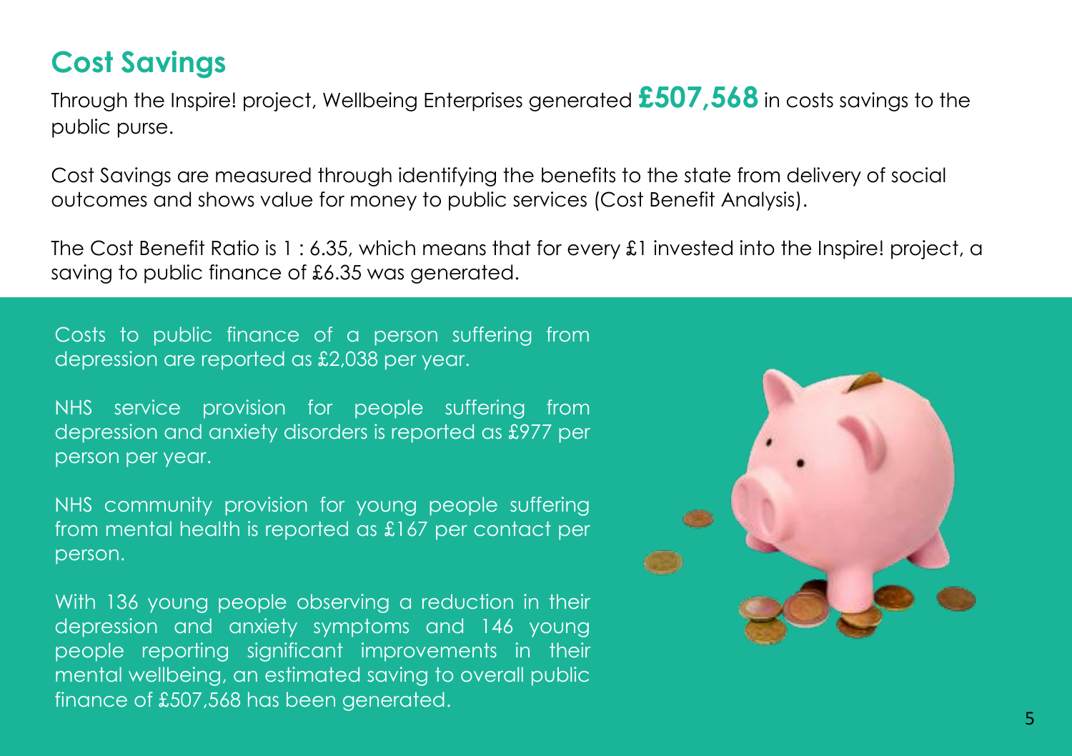## Cost Savings

Through the Inspire! project, Wellbeing Enterprises generated **£507,568** in costs savings to the public purse.

Cost Savings are measured through identifying the benefits to the state from delivery of social outcomes and shows value for money to public services (Cost Benefit Analysis).

The Cost Benefit Ratio is 1 : 6.35, which means that for every £1 invested into the Inspire! project, a saving to public finance of £6.35 was generated.

Costs to public finance of a person suffering from depression are reported as £2,038 per year.

NHS service provision for people suffering from depression and anxiety disorders is reported as £977 per person per year.

NHS community provision for young people suffering from mental health is reported as £167 per contact per person.

With 136 young people observing a reduction in their depression and anxiety symptoms and 146 young people reporting significant improvements in their mental wellbeing, an estimated saving to overall public finance of £507,568 has been generated.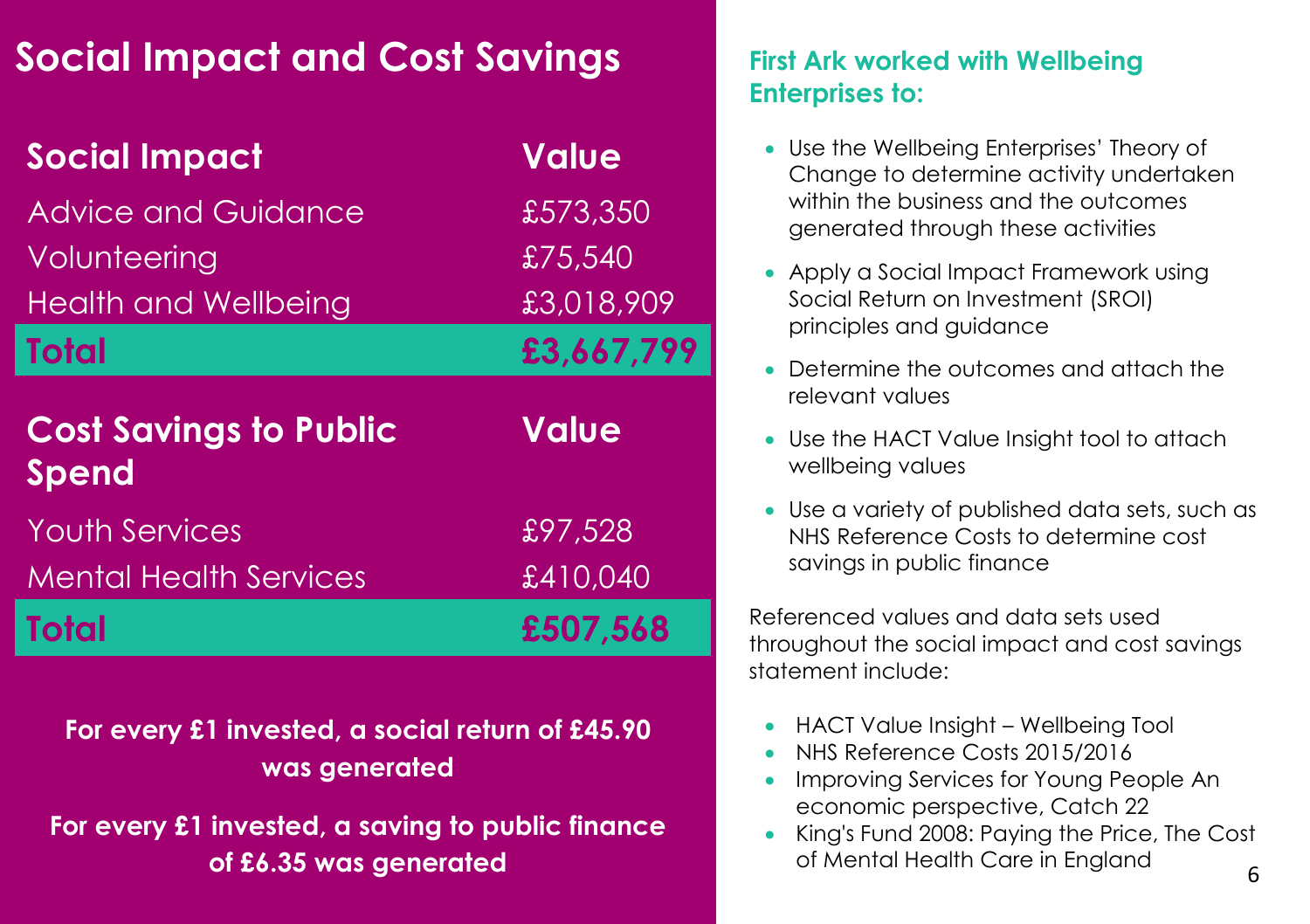# Social Impact and Cost Savings

| Social Impact | Value |
|---|---|
| Advice and Guidance | £573,350 |
| Volunteering | £75,540 |
| Health and Wellbeing | £3,018,909 |
| **Total** | **£3,667,799** |

| Cost Savings to Public Spend | Value |
|---|---|
| Youth Services | £97,528 |
| Mental Health Services | £410,040 |
| **Total** | **£507,568** |

**For every £1 invested, a social return of £45.90 was generated**

**For every £1 invested, a saving to public finance of £6.35 was generated**

## First Ark worked with Wellbeing Enterprises to:

- Use the Wellbeing Enterprises' Theory of Change to determine activity undertaken within the business and the outcomes generated through these activities
- Apply a Social Impact Framework using Social Return on Investment (SROI) principles and guidance
- Determine the outcomes and attach the relevant values
- Use the HACT Value Insight tool to attach wellbeing values
- Use a variety of published data sets, such as NHS Reference Costs to determine cost savings in public finance

Referenced values and data sets used throughout the social impact and cost savings statement include:

- HACT Value Insight – Wellbeing Tool
- NHS Reference Costs 2015/2016
- Improving Services for Young People An economic perspective, Catch 22
- King's Fund 2008: Paying the Price, The Cost of Mental Health Care in England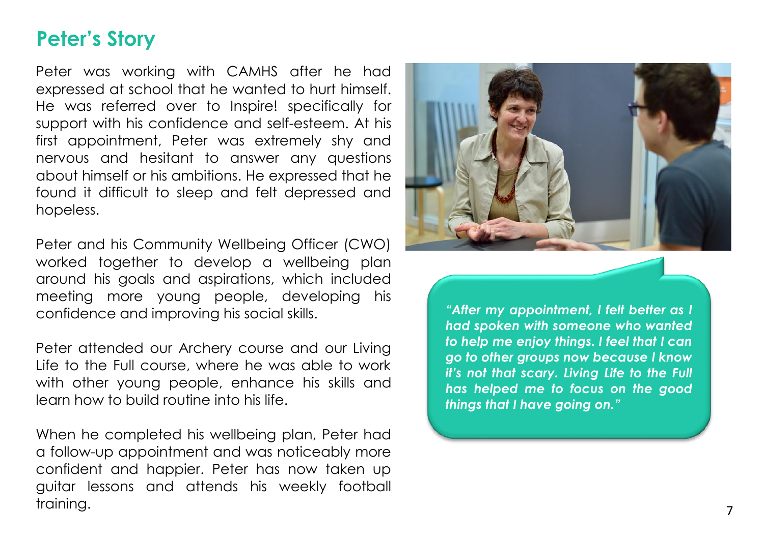## Peter's Story

Peter was working with CAMHS after he had expressed at school that he wanted to hurt himself. He was referred over to Inspire! specifically for support with his confidence and self-esteem. At his first appointment, Peter was extremely shy and nervous and hesitant to answer any questions about himself or his ambitions. He expressed that he found it difficult to sleep and felt depressed and hopeless.

Peter and his Community Wellbeing Officer (CWO) worked together to develop a wellbeing plan around his goals and aspirations, which included meeting more young people, developing his confidence and improving his social skills.

Peter attended our Archery course and our Living Life to the Full course, where he was able to work with other young people, enhance his skills and learn how to build routine into his life.

When he completed his wellbeing plan, Peter had a follow-up appointment and was noticeably more confident and happier. Peter has now taken up guitar lessons and attends his weekly football training.

***"After my appointment, I felt better as I had spoken with someone who wanted to help me enjoy things. I feel that I can go to other groups now because I know it's not that scary. Living Life to the Full has helped me to focus on the good things that I have going on."***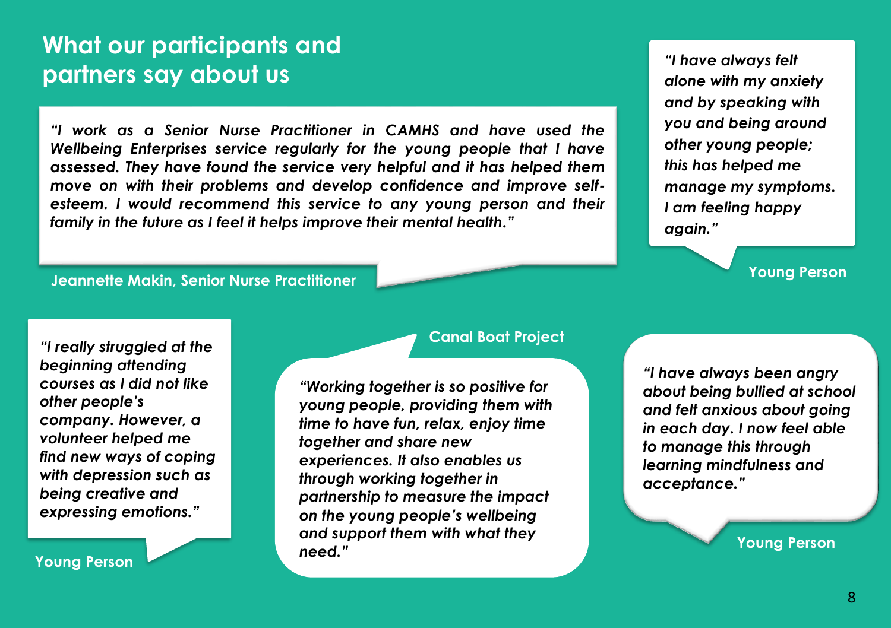## What our participants and partners say about us

*"I work as a Senior Nurse Practitioner in CAMHS and have used the Wellbeing Enterprises service regularly for the young people that I have assessed. They have found the service very helpful and it has helped them move on with their problems and develop confidence and improve self-esteem. I would recommend this service to any young person and their family in the future as I feel it helps improve their mental health."*

**Jeannette Makin, Senior Nurse Practitioner**

*"I have always felt alone with my anxiety and by speaking with you and being around other young people; this has helped me manage my symptoms. I am feeling happy again."*

**Young Person**

*"I really struggled at the beginning attending courses as I did not like other people's company. However, a volunteer helped me find new ways of coping with depression such as being creative and expressing emotions."*

**Young Person**

*"Working together is so positive for young people, providing them with time to have fun, relax, enjoy time together and share new experiences. It also enables us through working together in partnership to measure the impact on the young people's wellbeing and support them with what they need."*

**Canal Boat Project**

*"I have always been angry about being bullied at school and felt anxious about going in each day. I now feel able to manage this through learning mindfulness and acceptance."*

**Young Person**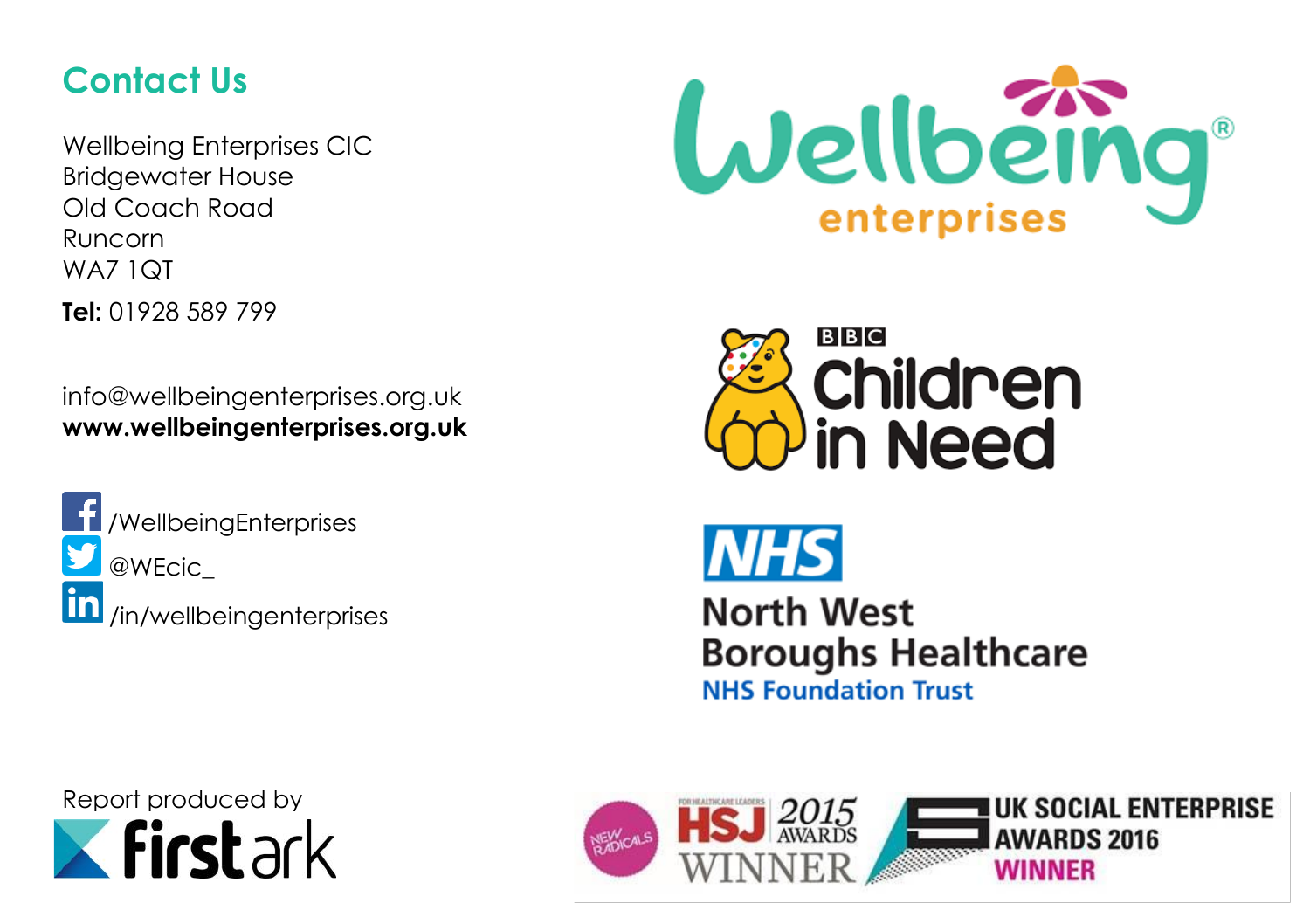## Contact Us

Wellbeing Enterprises CIC
Bridgewater House
Old Coach Road
Runcorn
WA7 1QT

**Tel:** 01928 589 799

info@wellbeingenterprises.org.uk
**www.wellbeingenterprises.org.uk**

/WellbeingEnterprises
@WEcic_
/in/wellbeingenterprises

Report produced by firstark

Wellbeing enterprises

BBC Children in Need

NHS North West Boroughs Healthcare NHS Foundation Trust

NEW RADICALS

HSJ 2015 AWARDS WINNER

UK SOCIAL ENTERPRISE AWARDS 2016 WINNER